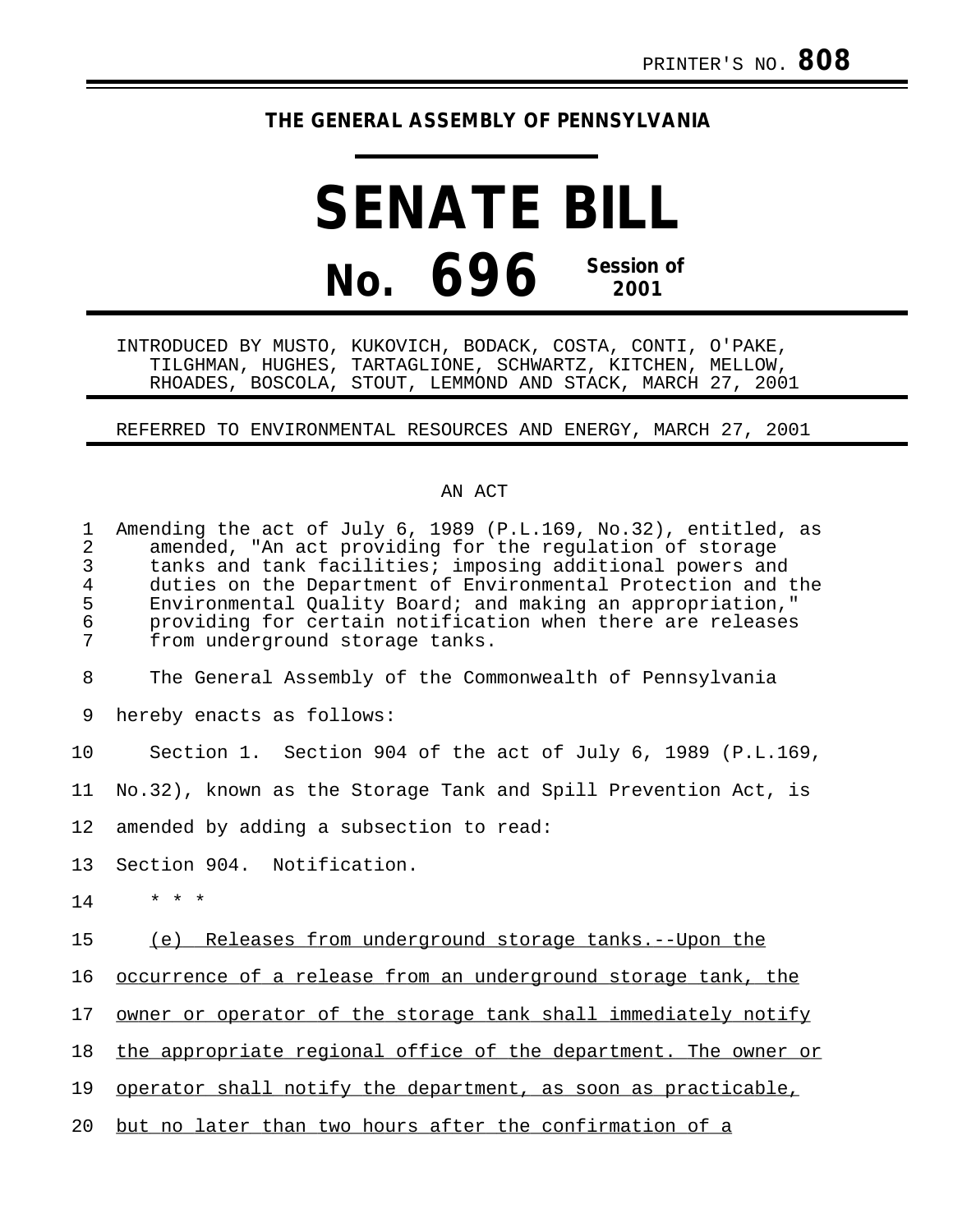PRINTER'S NO. **808**

**THE GENERAL ASSEMBLY OF PENNSYLVANIA**

# SENATE BILL

## No. 696 Session of 2001

INTRODUCED BY MUSTO, KUKOVICH, BODACK, COSTA, CONTI, O'PAKE, TILGHMAN, HUGHES, TARTAGLIONE, SCHWARTZ, KITCHEN, MELLOW, RHOADES, BOSCOLA, STOUT, LEMMOND AND STACK, MARCH 27, 2001

REFERRED TO ENVIRONMENTAL RESOURCES AND ENERGY, MARCH 27, 2001

AN ACT

Amending the act of July 6, 1989 (P.L.169, No.32), entitled, as amended, "An act providing for the regulation of storage tanks and tank facilities; imposing additional powers and duties on the Department of Environmental Protection and the Environmental Quality Board; and making an appropriation," providing for certain notification when there are releases from underground storage tanks.

The General Assembly of the Commonwealth of Pennsylvania hereby enacts as follows:

Section 1. Section 904 of the act of July 6, 1989 (P.L.169, No.32), known as the Storage Tank and Spill Prevention Act, is amended by adding a subsection to read:

Section 904. Notification.

\* \* \*

<u>(e) Releases from underground storage tanks.--Upon the occurrence of a release from an underground storage tank, the owner or operator of the storage tank shall immediately notify the appropriate regional office of the department. The owner or operator shall notify the department, as soon as practicable, but no later than two hours after the confirmation of a</u>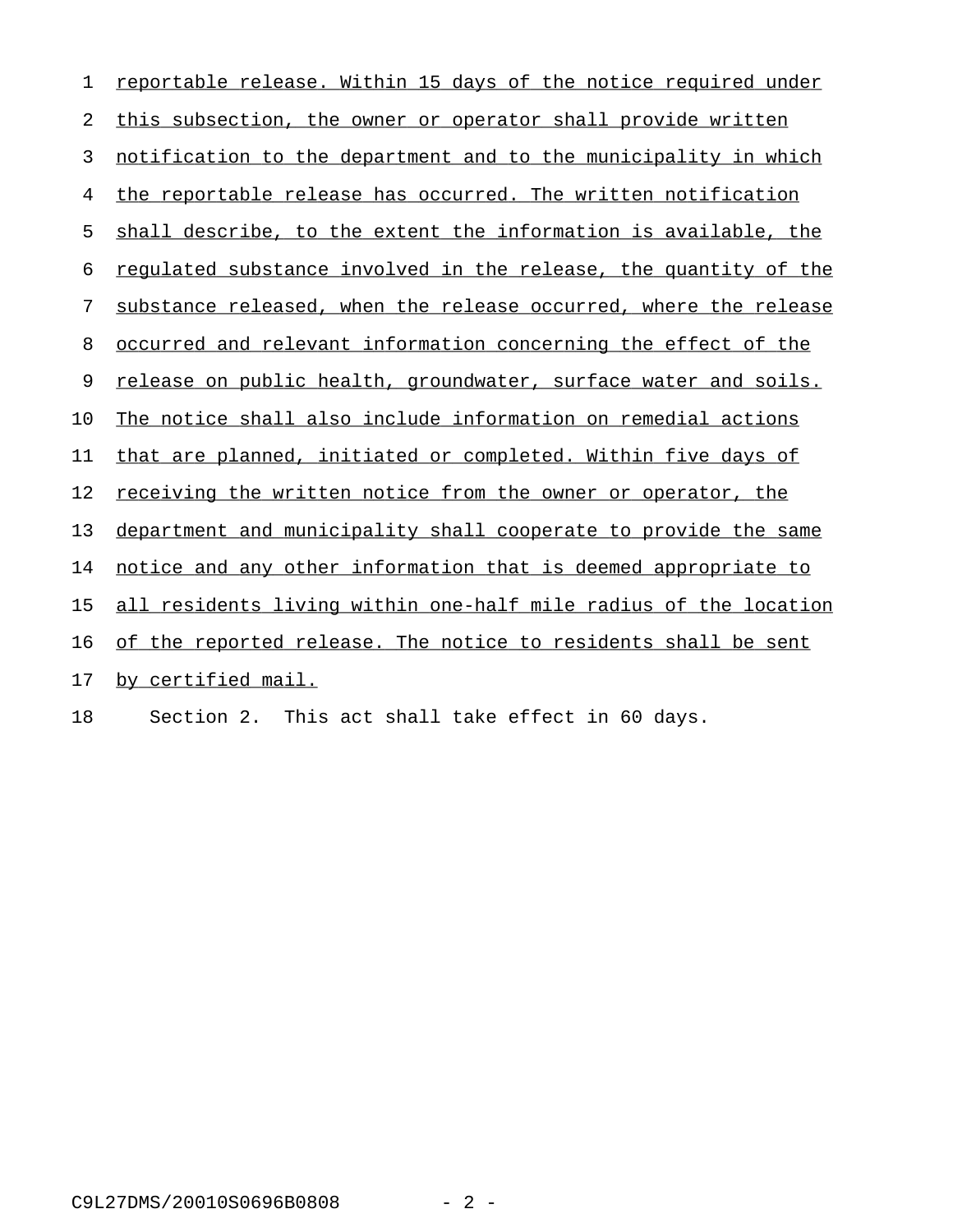reportable release. Within 15 days of the notice required under this subsection, the owner or operator shall provide written notification to the department and to the municipality in which the reportable release has occurred. The written notification shall describe, to the extent the information is available, the regulated substance involved in the release, the quantity of the substance released, when the release occurred, where the release occurred and relevant information concerning the effect of the release on public health, groundwater, surface water and soils. The notice shall also include information on remedial actions that are planned, initiated or completed. Within five days of receiving the written notice from the owner or operator, the department and municipality shall cooperate to provide the same notice and any other information that is deemed appropriate to all residents living within one-half mile radius of the location of the reported release. The notice to residents shall be sent by certified mail.

Section 2. This act shall take effect in 60 days.

C9L27DMS/20010S0696B0808